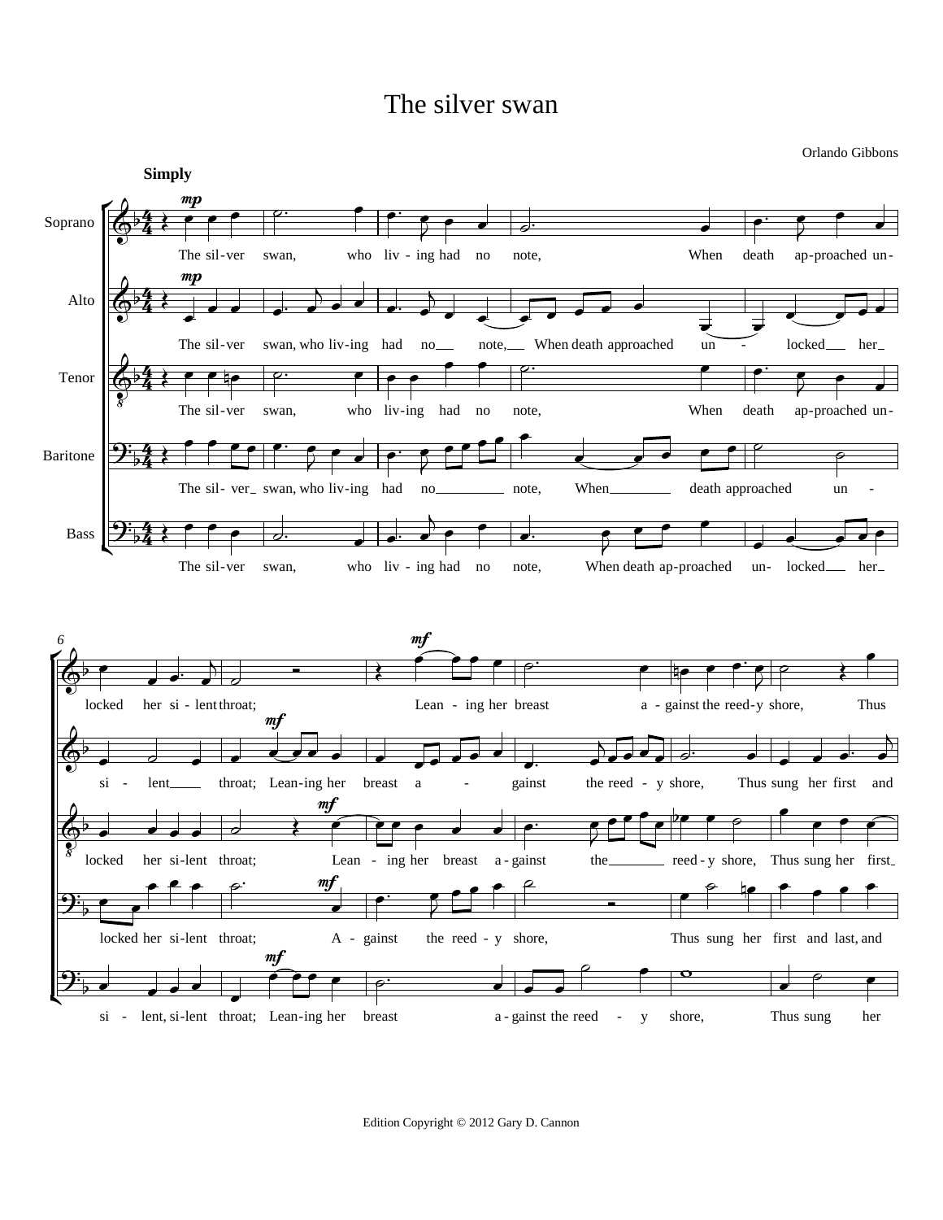# The silver swan

Orlando Gibbons

Edition Copyright © 2012 Gary D. Cannon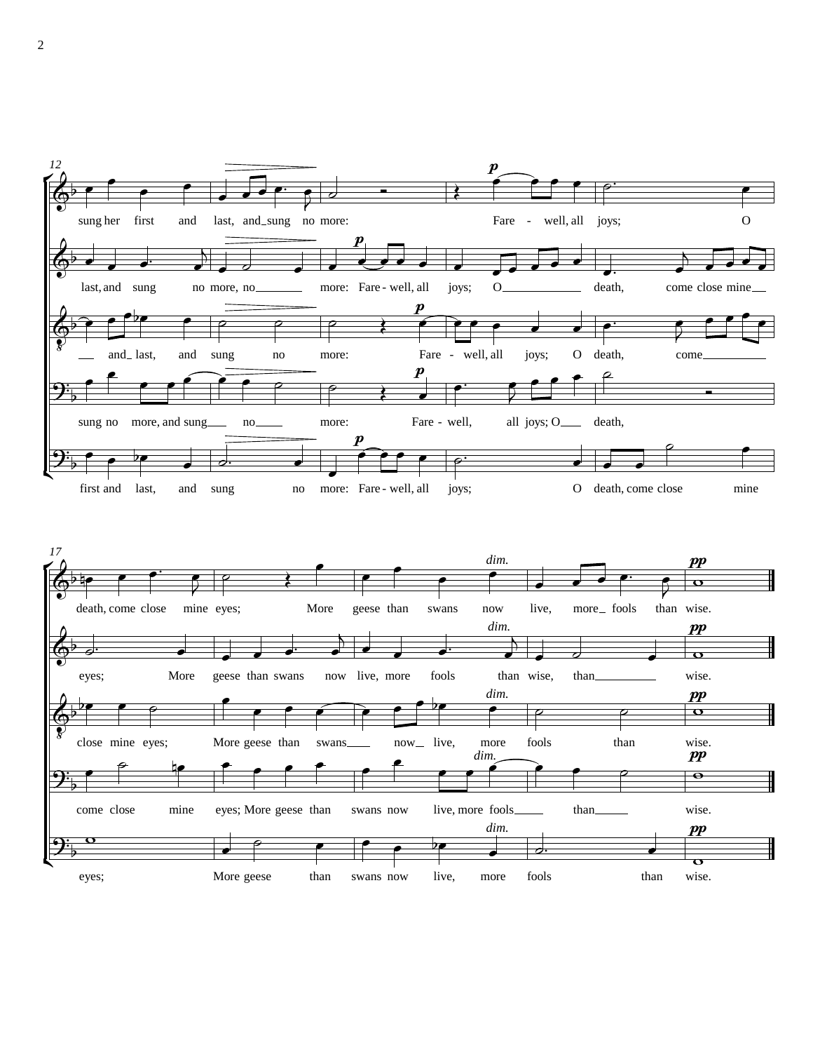12

sung her first and last, and sung no more: Fare - well, all joys; O

last, and sung no more, no more: Fare - well, all joys; O death, come close mine

and last, and sung no more: Fare - well, all joys; O death, come

sung no more, and sung no more: Fare - well, all joys; O death,

first and last, and sung no more: Fare - well, all joys; O death, come close mine

17

death, come close mine eyes; More geese than swans now live, more fools than wise.

eyes; More geese than swans now live, more fools than wise, than wise.

close mine eyes; More geese than swans now live, more fools than wise.

come close mine eyes; More geese than swans now live, more fools than wise.

eyes; More geese than swans now live, more fools than wise.